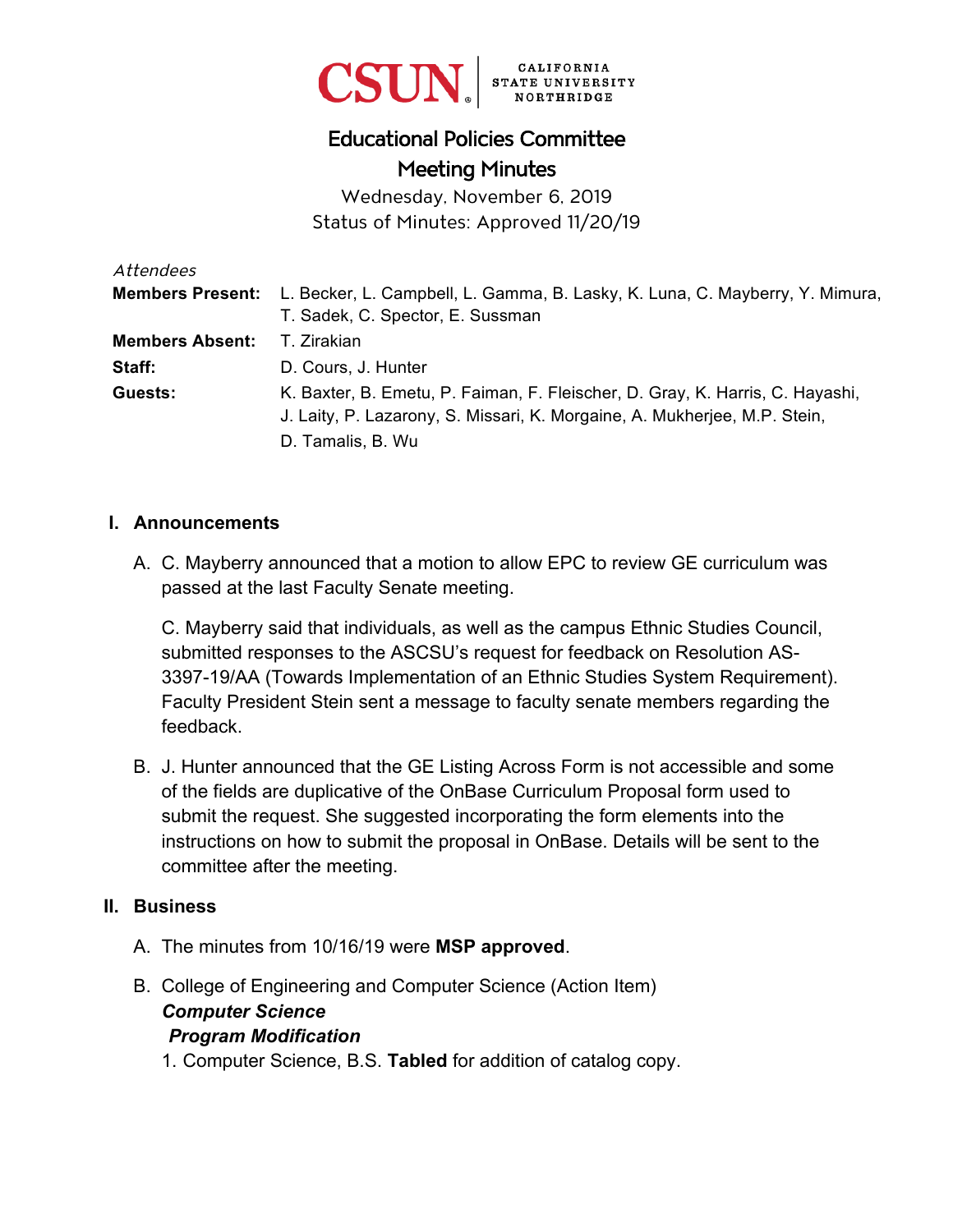CSUN | CALIFORNIA STATE UNIVERSITY NORTHRIDGE

# Educational Policies Committee
# Meeting Minutes

Wednesday, November 6, 2019
Status of Minutes: Approved 11/20/19

*Attendees*

**Members Present:** L. Becker, L. Campbell, L. Gamma, B. Lasky, K. Luna, C. Mayberry, Y. Mimura, T. Sadek, C. Spector, E. Sussman

**Members Absent:** T. Zirakian

**Staff:** D. Cours, J. Hunter

**Guests:** K. Baxter, B. Emetu, P. Faiman, F. Fleischer, D. Gray, K. Harris, C. Hayashi, J. Laity, P. Lazarony, S. Missari, K. Morgaine, A. Mukherjee, M.P. Stein, D. Tamalis, B. Wu

## I. Announcements

A. C. Mayberry announced that a motion to allow EPC to review GE curriculum was passed at the last Faculty Senate meeting.

C. Mayberry said that individuals, as well as the campus Ethnic Studies Council, submitted responses to the ASCSU's request for feedback on Resolution AS-3397-19/AA (Towards Implementation of an Ethnic Studies System Requirement). Faculty President Stein sent a message to faculty senate members regarding the feedback.

B. J. Hunter announced that the GE Listing Across Form is not accessible and some of the fields are duplicative of the OnBase Curriculum Proposal form used to submit the request. She suggested incorporating the form elements into the instructions on how to submit the proposal in OnBase. Details will be sent to the committee after the meeting.

## II. Business

A. The minutes from 10/16/19 were **MSP approved**.

B. College of Engineering and Computer Science (Action Item)
***Computer Science***
***Program Modification***
1. Computer Science, B.S. **Tabled** for addition of catalog copy.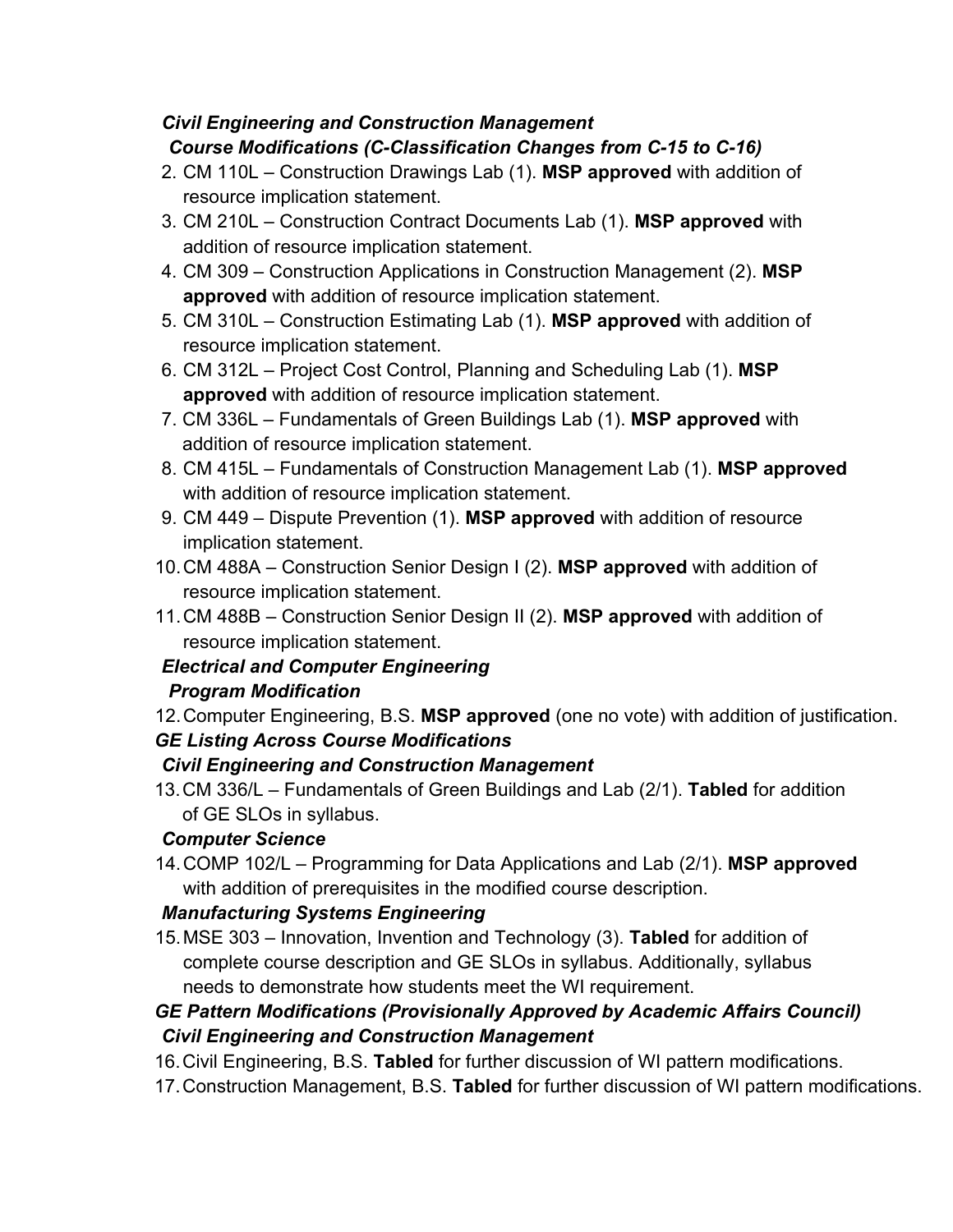***Civil Engineering and Construction Management***

***Course Modifications (C-Classification Changes from C-15 to C-16)***

2. CM 110L – Construction Drawings Lab (1). **MSP approved** with addition of resource implication statement.
3. CM 210L – Construction Contract Documents Lab (1). **MSP approved** with addition of resource implication statement.
4. CM 309 – Construction Applications in Construction Management (2). **MSP approved** with addition of resource implication statement.
5. CM 310L – Construction Estimating Lab (1). **MSP approved** with addition of resource implication statement.
6. CM 312L – Project Cost Control, Planning and Scheduling Lab (1). **MSP approved** with addition of resource implication statement.
7. CM 336L – Fundamentals of Green Buildings Lab (1). **MSP approved** with addition of resource implication statement.
8. CM 415L – Fundamentals of Construction Management Lab (1). **MSP approved** with addition of resource implication statement.
9. CM 449 – Dispute Prevention (1). **MSP approved** with addition of resource implication statement.
10. CM 488A – Construction Senior Design I (2). **MSP approved** with addition of resource implication statement.
11. CM 488B – Construction Senior Design II (2). **MSP approved** with addition of resource implication statement.

***Electrical and Computer Engineering***

***Program Modification***

12. Computer Engineering, B.S. **MSP approved** (one no vote) with addition of justification.

***GE Listing Across Course Modifications***

***Civil Engineering and Construction Management***

13. CM 336/L – Fundamentals of Green Buildings and Lab (2/1). **Tabled** for addition of GE SLOs in syllabus.

***Computer Science***

14. COMP 102/L – Programming for Data Applications and Lab (2/1). **MSP approved** with addition of prerequisites in the modified course description.

***Manufacturing Systems Engineering***

15. MSE 303 – Innovation, Invention and Technology (3). **Tabled** for addition of complete course description and GE SLOs in syllabus. Additionally, syllabus needs to demonstrate how students meet the WI requirement.

***GE Pattern Modifications (Provisionally Approved by Academic Affairs Council)***

***Civil Engineering and Construction Management***

16. Civil Engineering, B.S. **Tabled** for further discussion of WI pattern modifications.
17. Construction Management, B.S. **Tabled** for further discussion of WI pattern modifications.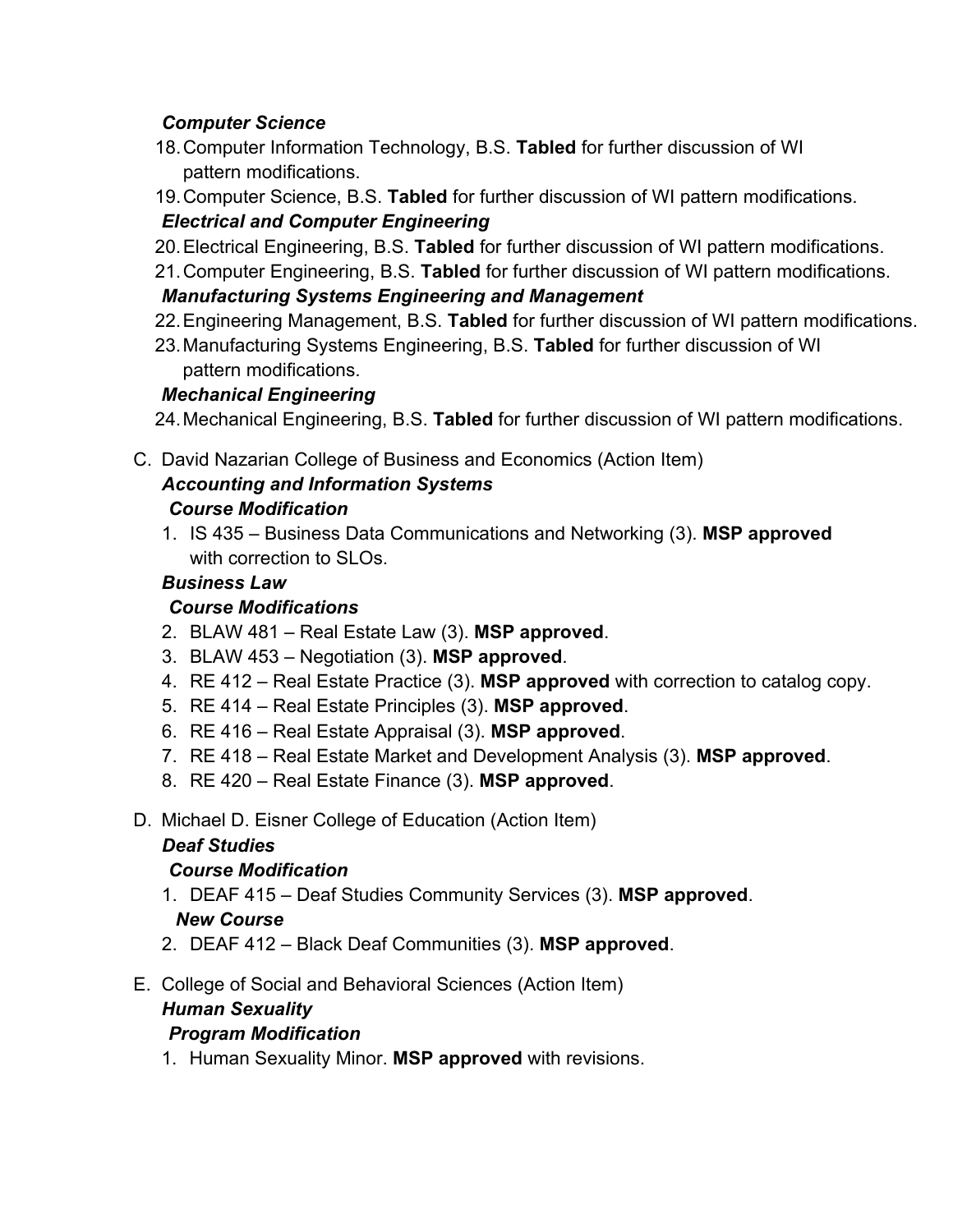*Computer Science*

18. Computer Information Technology, B.S. **Tabled** for further discussion of WI pattern modifications.
19. Computer Science, B.S. **Tabled** for further discussion of WI pattern modifications.

*Electrical and Computer Engineering*

20. Electrical Engineering, B.S. **Tabled** for further discussion of WI pattern modifications.
21. Computer Engineering, B.S. **Tabled** for further discussion of WI pattern modifications.

*Manufacturing Systems Engineering and Management*

22. Engineering Management, B.S. **Tabled** for further discussion of WI pattern modifications.
23. Manufacturing Systems Engineering, B.S. **Tabled** for further discussion of WI pattern modifications.

*Mechanical Engineering*

24. Mechanical Engineering, B.S. **Tabled** for further discussion of WI pattern modifications.

C. David Nazarian College of Business and Economics (Action Item)

*Accounting and Information Systems*

*Course Modification*

1. IS 435 – Business Data Communications and Networking (3). **MSP approved** with correction to SLOs.

*Business Law*

*Course Modifications*

2. BLAW 481 – Real Estate Law (3). **MSP approved**.
3. BLAW 453 – Negotiation (3). **MSP approved**.
4. RE 412 – Real Estate Practice (3). **MSP approved** with correction to catalog copy.
5. RE 414 – Real Estate Principles (3). **MSP approved**.
6. RE 416 – Real Estate Appraisal (3). **MSP approved**.
7. RE 418 – Real Estate Market and Development Analysis (3). **MSP approved**.
8. RE 420 – Real Estate Finance (3). **MSP approved**.

D. Michael D. Eisner College of Education (Action Item)

*Deaf Studies*

*Course Modification*

1. DEAF 415 – Deaf Studies Community Services (3). **MSP approved**.

*New Course*

2. DEAF 412 – Black Deaf Communities (3). **MSP approved**.

E. College of Social and Behavioral Sciences (Action Item)

*Human Sexuality*

*Program Modification*

1. Human Sexuality Minor. **MSP approved** with revisions.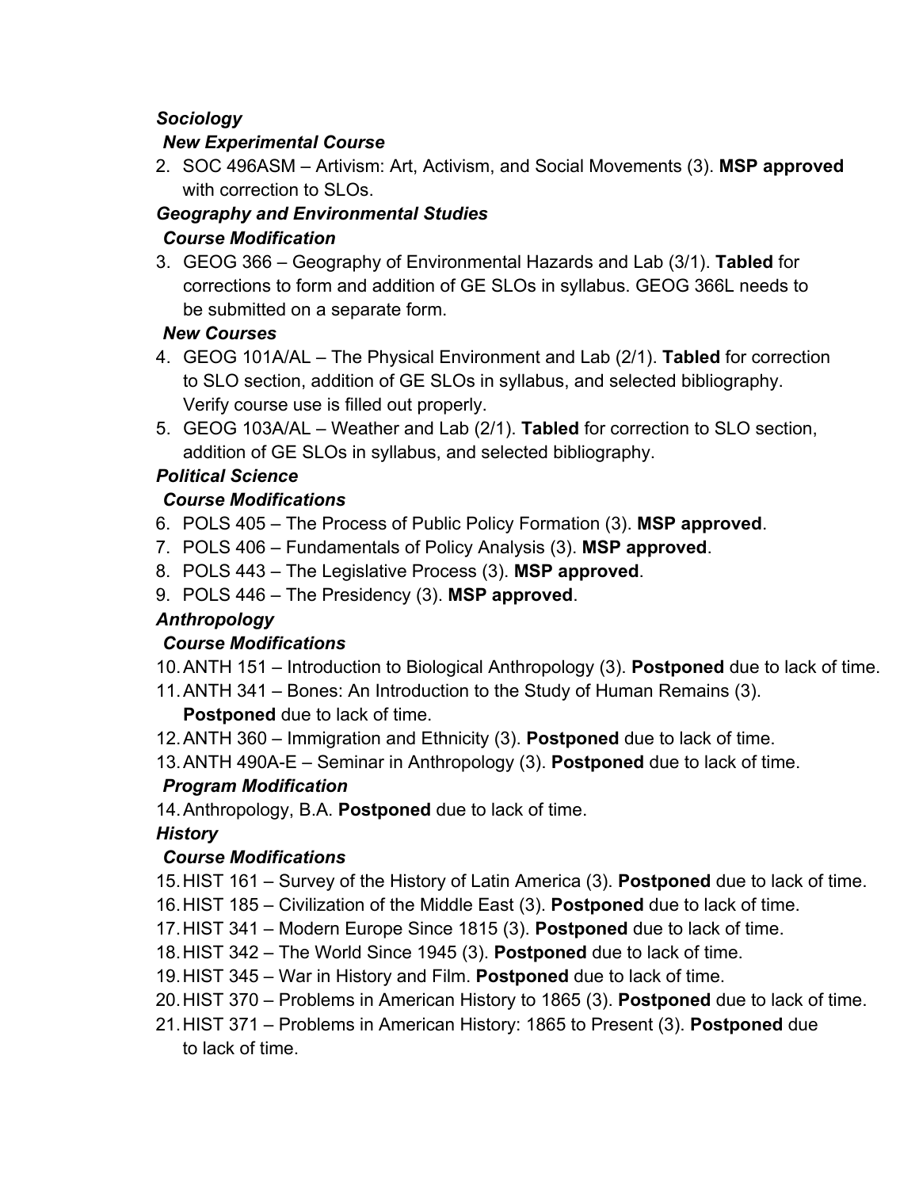***Sociology***

***New Experimental Course***

2. SOC 496ASM – Artivism: Art, Activism, and Social Movements (3). **MSP approved** with correction to SLOs.

***Geography and Environmental Studies***

***Course Modification***

3. GEOG 366 – Geography of Environmental Hazards and Lab (3/1). **Tabled** for corrections to form and addition of GE SLOs in syllabus. GEOG 366L needs to be submitted on a separate form.

***New Courses***

4. GEOG 101A/AL – The Physical Environment and Lab (2/1). **Tabled** for correction to SLO section, addition of GE SLOs in syllabus, and selected bibliography. Verify course use is filled out properly.
5. GEOG 103A/AL – Weather and Lab (2/1). **Tabled** for correction to SLO section, addition of GE SLOs in syllabus, and selected bibliography.

***Political Science***

***Course Modifications***

6. POLS 405 – The Process of Public Policy Formation (3). **MSP approved**.
7. POLS 406 – Fundamentals of Policy Analysis (3). **MSP approved**.
8. POLS 443 – The Legislative Process (3). **MSP approved**.
9. POLS 446 – The Presidency (3). **MSP approved**.

***Anthropology***

***Course Modifications***

10. ANTH 151 – Introduction to Biological Anthropology (3). **Postponed** due to lack of time.
11. ANTH 341 – Bones: An Introduction to the Study of Human Remains (3). **Postponed** due to lack of time.
12. ANTH 360 – Immigration and Ethnicity (3). **Postponed** due to lack of time.
13. ANTH 490A-E – Seminar in Anthropology (3). **Postponed** due to lack of time.

***Program Modification***

14. Anthropology, B.A. **Postponed** due to lack of time.

***History***

***Course Modifications***

15. HIST 161 – Survey of the History of Latin America (3). **Postponed** due to lack of time.
16. HIST 185 – Civilization of the Middle East (3). **Postponed** due to lack of time.
17. HIST 341 – Modern Europe Since 1815 (3). **Postponed** due to lack of time.
18. HIST 342 – The World Since 1945 (3). **Postponed** due to lack of time.
19. HIST 345 – War in History and Film. **Postponed** due to lack of time.
20. HIST 370 – Problems in American History to 1865 (3). **Postponed** due to lack of time.
21. HIST 371 – Problems in American History: 1865 to Present (3). **Postponed** due to lack of time.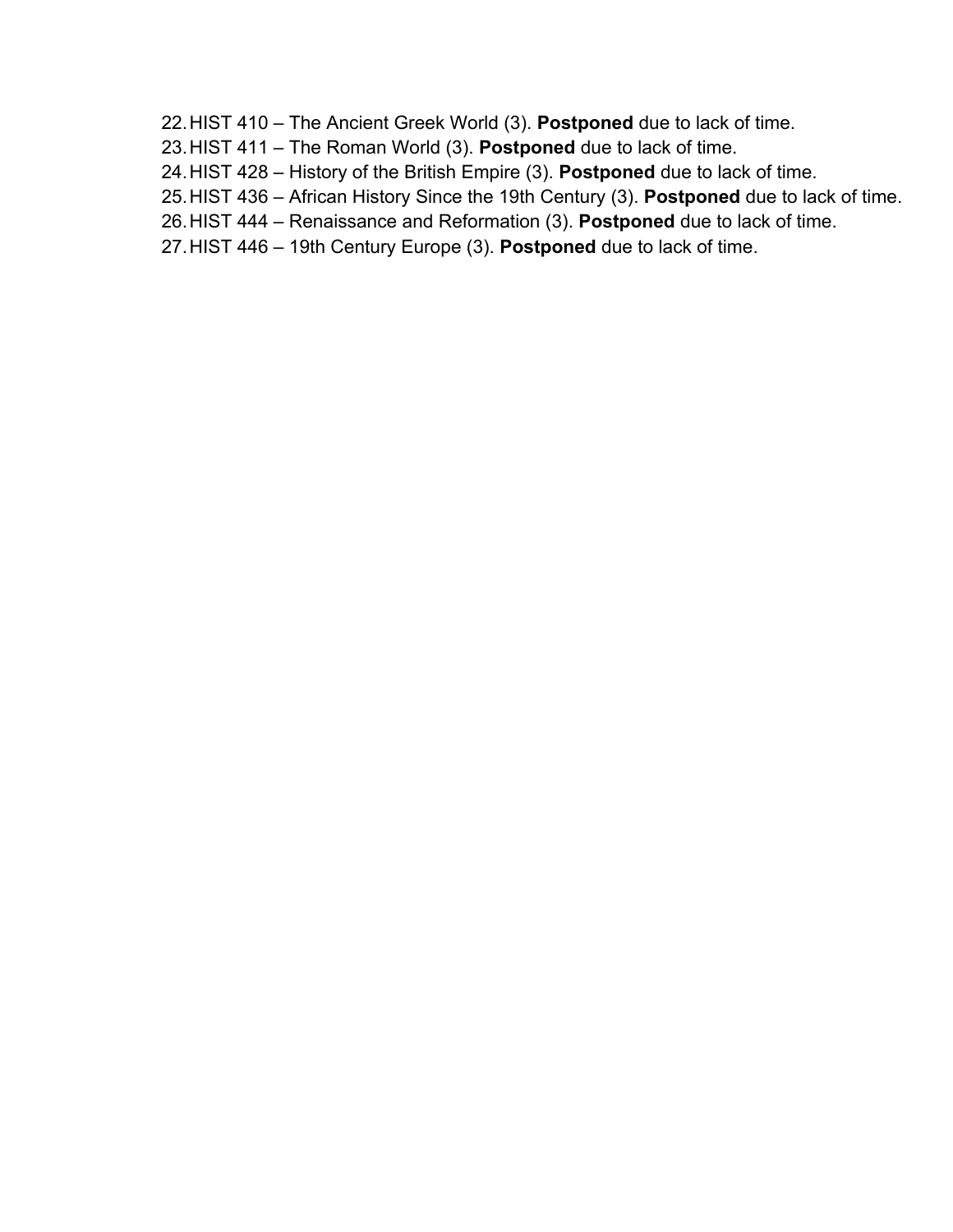22. HIST 410 – The Ancient Greek World (3). **Postponed** due to lack of time.
23. HIST 411 – The Roman World (3). **Postponed** due to lack of time.
24. HIST 428 – History of the British Empire (3). **Postponed** due to lack of time.
25. HIST 436 – African History Since the 19th Century (3). **Postponed** due to lack of time.
26. HIST 444 – Renaissance and Reformation (3). **Postponed** due to lack of time.
27. HIST 446 – 19th Century Europe (3). **Postponed** due to lack of time.